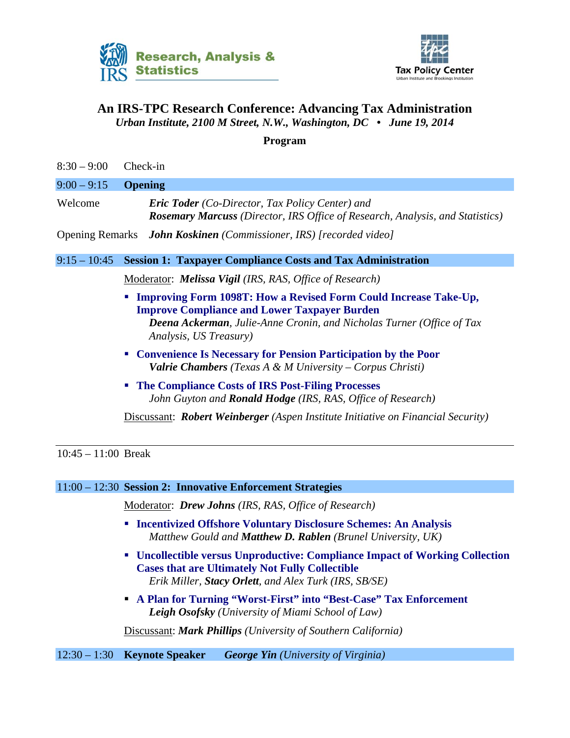Research, Analysis & Statistics

Tax Policy Center
Urban Institute and Brookings Institution

# An IRS-TPC Research Conference: Advancing Tax Administration

***Urban Institute, 2100 M Street, N.W., Washington, DC • June 19, 2014***

**Program**

8:30 – 9:00 Check-in

## 9:00 – 9:15 Opening

Welcome — ***Eric Toder*** *(Co-Director, Tax Policy Center) and* ***Rosemary Marcuss*** *(Director, IRS Office of Research, Analysis, and Statistics)*

Opening Remarks — ***John Koskinen*** *(Commissioner, IRS) [recorded video]*

## 9:15 – 10:45 Session 1: Taxpayer Compliance Costs and Tax Administration

Moderator: ***Melissa Vigil*** *(IRS, RAS, Office of Research)*

- **Improving Form 1098T: How a Revised Form Could Increase Take-Up, Improve Compliance and Lower Taxpayer Burden**
  ***Deena Ackerman****, Julie-Anne Cronin, and Nicholas Turner (Office of Tax Analysis, US Treasury)*
- **Convenience Is Necessary for Pension Participation by the Poor**
  ***Valrie Chambers*** *(Texas A & M University – Corpus Christi)*
- **The Compliance Costs of IRS Post-Filing Processes**
  *John Guyton and* ***Ronald Hodge*** *(IRS, RAS, Office of Research)*

Discussant: ***Robert Weinberger*** *(Aspen Institute Initiative on Financial Security)*

---

10:45 – 11:00 Break

## 11:00 – 12:30 Session 2: Innovative Enforcement Strategies

Moderator: ***Drew Johns*** *(IRS, RAS, Office of Research)*

- **Incentivized Offshore Voluntary Disclosure Schemes: An Analysis**
  *Matthew Gould and* ***Matthew D. Rablen*** *(Brunel University, UK)*
- **Uncollectible versus Unproductive: Compliance Impact of Working Collection Cases that are Ultimately Not Fully Collectible**
  *Erik Miller,* ***Stacy Orlett****, and Alex Turk (IRS, SB/SE)*
- **A Plan for Turning "Worst-First" into "Best-Case" Tax Enforcement**
  ***Leigh Osofsky*** *(University of Miami School of Law)*

Discussant: ***Mark Phillips*** *(University of Southern California)*

## 12:30 – 1:30 Keynote Speaker — ***George Yin*** *(University of Virginia)*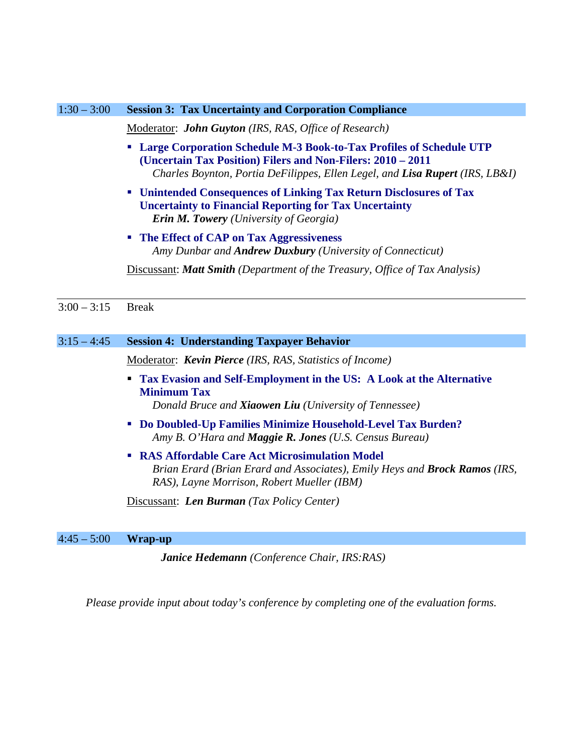**1:30 – 3:00** **Session 3: Tax Uncertainty and Corporation Compliance**

Moderator: ***John Guyton*** *(IRS, RAS, Office of Research)*

- **Large Corporation Schedule M-3 Book-to-Tax Profiles of Schedule UTP (Uncertain Tax Position) Filers and Non-Filers: 2010 – 2011**
  *Charles Boynton, Portia DeFilippes, Ellen Legel, and* ***Lisa Rupert*** *(IRS, LB&I)*
- **Unintended Consequences of Linking Tax Return Disclosures of Tax Uncertainty to Financial Reporting for Tax Uncertainty**
  ***Erin M. Towery*** *(University of Georgia)*
- **The Effect of CAP on Tax Aggressiveness**
  *Amy Dunbar and* ***Andrew Duxbury*** *(University of Connecticut)*

Discussant: ***Matt Smith*** *(Department of the Treasury, Office of Tax Analysis)*

---

**3:00 – 3:15** Break

**3:15 – 4:45** **Session 4: Understanding Taxpayer Behavior**

Moderator: ***Kevin Pierce*** *(IRS, RAS, Statistics of Income)*

- **Tax Evasion and Self-Employment in the US: A Look at the Alternative Minimum Tax**
  *Donald Bruce and* ***Xiaowen Liu*** *(University of Tennessee)*
- **Do Doubled-Up Families Minimize Household-Level Tax Burden?**
  *Amy B. O'Hara and* ***Maggie R. Jones*** *(U.S. Census Bureau)*
- **RAS Affordable Care Act Microsimulation Model**
  *Brian Erard (Brian Erard and Associates), Emily Heys and* ***Brock Ramos*** *(IRS, RAS), Layne Morrison, Robert Mueller (IBM)*

Discussant: ***Len Burman*** *(Tax Policy Center)*

**4:45 – 5:00** **Wrap-up**

***Janice Hedemann*** *(Conference Chair, IRS:RAS)*

*Please provide input about today's conference by completing one of the evaluation forms.*